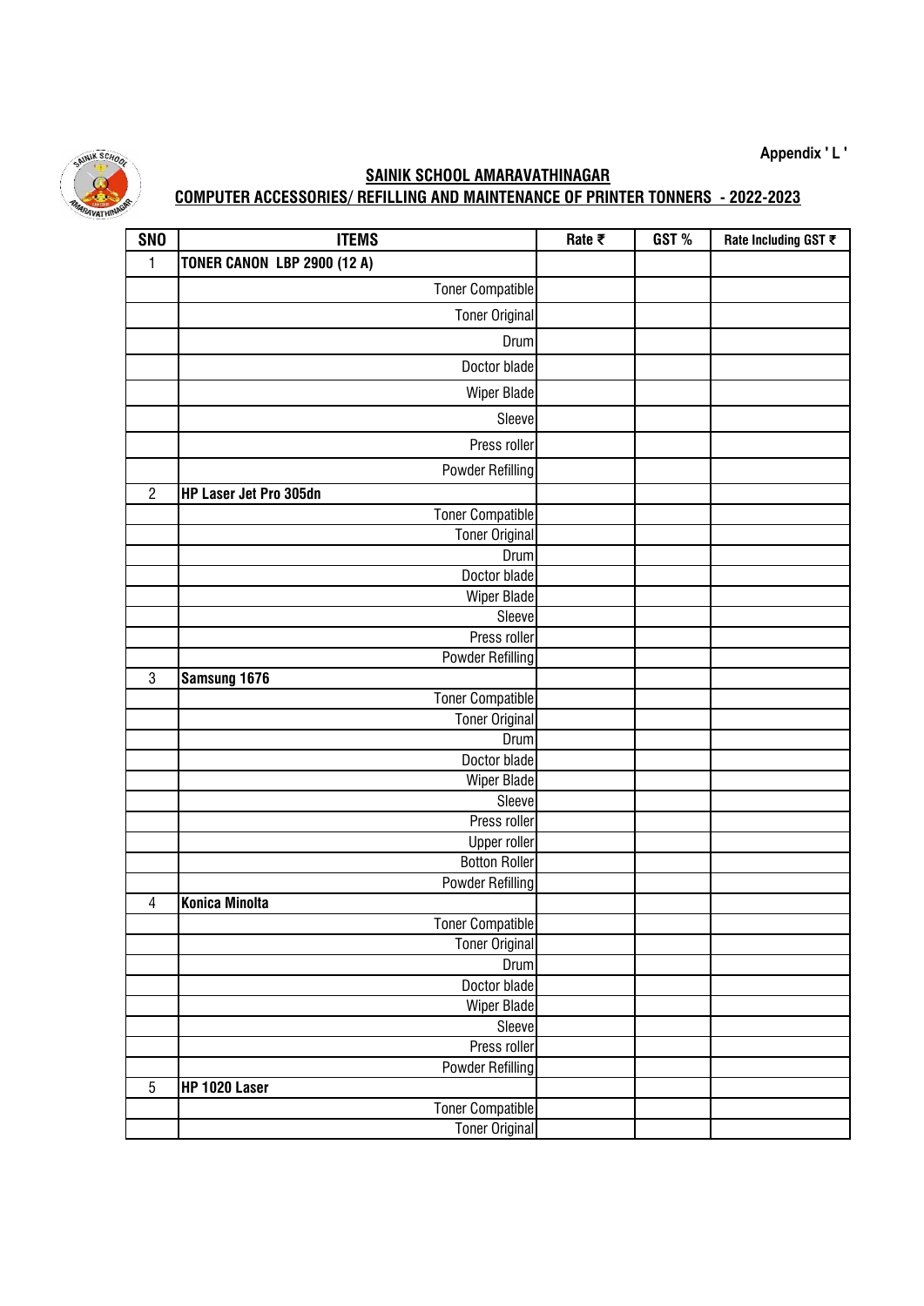Appendix ' L '

## SAINIK SCHOOL AMARAVATHINAGAR

## COMPUTER ACCESSORIES/ REFILLING AND MAINTENANCE OF PRINTER TONNERS - 2022-2023

| SNO | ITEMS | Rate ₹ | GST % | Rate Including GST ₹ |
|---|---|---|---|---|
| 1 | **TONER CANON LBP 2900 (12 A)** | | | |
| | Toner Compatible | | | |
| | Toner Original | | | |
| | Drum | | | |
| | Doctor blade | | | |
| | Wiper Blade | | | |
| | Sleeve | | | |
| | Press roller | | | |
| | Powder Refilling | | | |
| 2 | **HP Laser Jet Pro 305dn** | | | |
| | Toner Compatible | | | |
| | Toner Original | | | |
| | Drum | | | |
| | Doctor blade | | | |
| | Wiper Blade | | | |
| | Sleeve | | | |
| | Press roller | | | |
| | Powder Refilling | | | |
| 3 | **Samsung 1676** | | | |
| | Toner Compatible | | | |
| | Toner Original | | | |
| | Drum | | | |
| | Doctor blade | | | |
| | Wiper Blade | | | |
| | Sleeve | | | |
| | Press roller | | | |
| | Upper roller | | | |
| | Botton Roller | | | |
| | Powder Refilling | | | |
| 4 | **Konica Minolta** | | | |
| | Toner Compatible | | | |
| | Toner Original | | | |
| | Drum | | | |
| | Doctor blade | | | |
| | Wiper Blade | | | |
| | Sleeve | | | |
| | Press roller | | | |
| | Powder Refilling | | | |
| 5 | **HP 1020 Laser** | | | |
| | Toner Compatible | | | |
| | Toner Original | | | |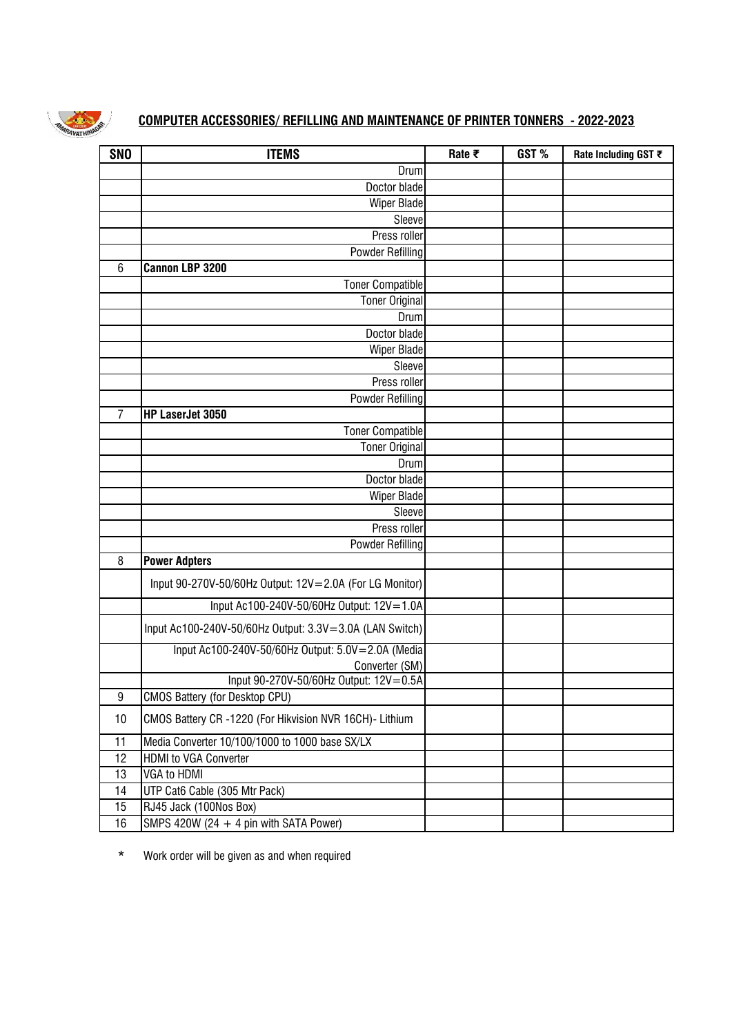## COMPUTER ACCESSORIES/ REFILLING AND MAINTENANCE OF PRINTER TONNERS - 2022-2023

| SNO | ITEMS | Rate ₹ | GST % | Rate Including GST ₹ |
|---|---|---|---|---|
| | Drum | | | |
| | Doctor blade | | | |
| | Wiper Blade | | | |
| | Sleeve | | | |
| | Press roller | | | |
| | Powder Refilling | | | |
| 6 | **Cannon LBP 3200** | | | |
| | Toner Compatible | | | |
| | Toner Original | | | |
| | Drum | | | |
| | Doctor blade | | | |
| | Wiper Blade | | | |
| | Sleeve | | | |
| | Press roller | | | |
| | Powder Refilling | | | |
| 7 | **HP LaserJet 3050** | | | |
| | Toner Compatible | | | |
| | Toner Original | | | |
| | Drum | | | |
| | Doctor blade | | | |
| | Wiper Blade | | | |
| | Sleeve | | | |
| | Press roller | | | |
| | Powder Refilling | | | |
| 8 | **Power Adpters** | | | |
| | Input 90-270V-50/60Hz Output: 12V=2.0A (For LG Monitor) | | | |
| | Input Ac100-240V-50/60Hz Output: 12V=1.0A | | | |
| | Input Ac100-240V-50/60Hz Output: 3.3V=3.0A (LAN Switch) | | | |
| | Input Ac100-240V-50/60Hz Output: 5.0V=2.0A (Media Converter (SM) | | | |
| | Input 90-270V-50/60Hz Output: 12V=0.5A | | | |
| 9 | CMOS Battery (for Desktop CPU) | | | |
| 10 | CMOS Battery CR -1220 (For Hikvision NVR 16CH)- Lithium | | | |
| 11 | Media Converter 10/100/1000 to 1000 base SX/LX | | | |
| 12 | HDMI to VGA Converter | | | |
| 13 | VGA to HDMI | | | |
| 14 | UTP Cat6 Cable (305 Mtr Pack) | | | |
| 15 | RJ45 Jack (100Nos Box) | | | |
| 16 | SMPS 420W (24 + 4 pin with SATA Power) | | | |

\* Work order will be given as and when required